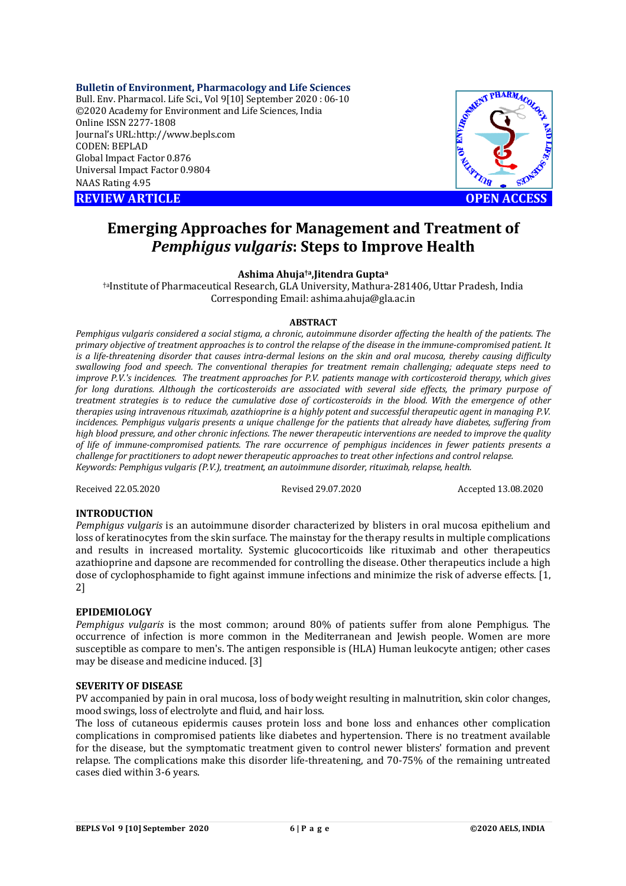Bulletin of Environment, Pharmacology and Life Sciences
Bull. Env. Pharmacol. Life Sci., Vol 9[10] September 2020 : 06-10
©2020 Academy for Environment and Life Sciences, India
Online ISSN 2277-1808
Journal's URL:http://www.bepls.com
CODEN: BEPLAD
Global Impact Factor 0.876
Universal Impact Factor 0.9804
NAAS Rating 4.95

**REVIEW ARTICLE** **OPEN ACCESS**

# Emerging Approaches for Management and Treatment of *Pemphigus vulgaris*: Steps to Improve Health

**Ashima Ahuja[†a],Jitendra Gupta[a]**

[†a]Institute of Pharmaceutical Research, GLA University, Mathura-281406, Uttar Pradesh, India
Corresponding Email: ashima.ahuja@gla.ac.in

## ABSTRACT

*Pemphigus vulgaris considered a social stigma, a chronic, autoimmune disorder affecting the health of the patients. The primary objective of treatment approaches is to control the relapse of the disease in the immune-compromised patient. It is a life-threatening disorder that causes intra-dermal lesions on the skin and oral mucosa, thereby causing difficulty swallowing food and speech. The conventional therapies for treatment remain challenging; adequate steps need to improve P.V.'s incidences. The treatment approaches for P.V. patients manage with corticosteroid therapy, which gives for long durations. Although the corticosteroids are associated with several side effects, the primary purpose of treatment strategies is to reduce the cumulative dose of corticosteroids in the blood. With the emergence of other therapies using intravenous rituximab, azathioprine is a highly potent and successful therapeutic agent in managing P.V. incidences. Pemphigus vulgaris presents a unique challenge for the patients that already have diabetes, suffering from high blood pressure, and other chronic infections. The newer therapeutic interventions are needed to improve the quality of life of immune-compromised patients. The rare occurrence of pemphigus incidences in fewer patients presents a challenge for practitioners to adopt newer therapeutic approaches to treat other infections and control relapse.*
*Keywords: Pemphigus vulgaris (P.V.), treatment, an autoimmune disorder, rituximab, relapse, health.*

Received 22.05.2020 Revised 29.07.2020 Accepted 13.08.2020

## INTRODUCTION

*Pemphigus vulgaris* is an autoimmune disorder characterized by blisters in oral mucosa epithelium and loss of keratinocytes from the skin surface. The mainstay for the therapy results in multiple complications and results in increased mortality. Systemic glucocorticoids like rituximab and other therapeutics azathioprine and dapsone are recommended for controlling the disease. Other therapeutics include a high dose of cyclophosphamide to fight against immune infections and minimize the risk of adverse effects. [1, 2]

## EPIDEMIOLOGY

*Pemphigus vulgaris* is the most common; around 80% of patients suffer from alone Pemphigus. The occurrence of infection is more common in the Mediterranean and Jewish people. Women are more susceptible as compare to men's. The antigen responsible is (HLA) Human leukocyte antigen; other cases may be disease and medicine induced. [3]

## SEVERITY OF DISEASE

PV accompanied by pain in oral mucosa, loss of body weight resulting in malnutrition, skin color changes, mood swings, loss of electrolyte and fluid, and hair loss.

The loss of cutaneous epidermis causes protein loss and bone loss and enhances other complication complications in compromised patients like diabetes and hypertension. There is no treatment available for the disease, but the symptomatic treatment given to control newer blisters' formation and prevent relapse. The complications make this disorder life-threatening, and 70-75% of the remaining untreated cases died within 3-6 years.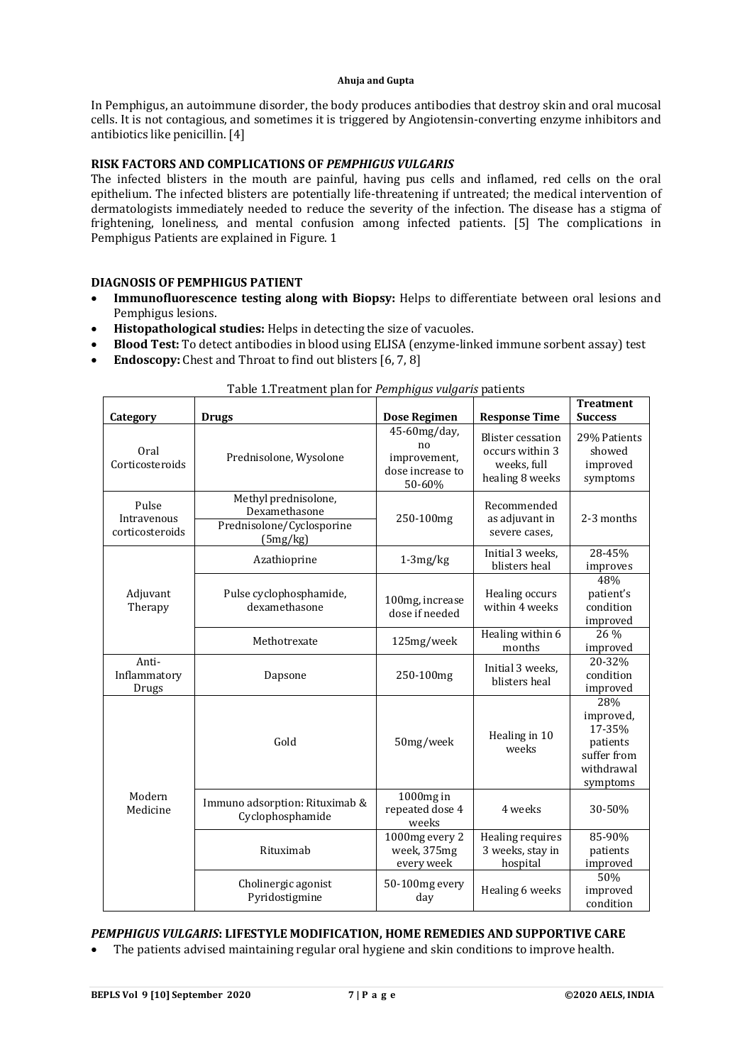In Pemphigus, an autoimmune disorder, the body produces antibodies that destroy skin and oral mucosal cells. It is not contagious, and sometimes it is triggered by Angiotensin-converting enzyme inhibitors and antibiotics like penicillin. [4]

## RISK FACTORS AND COMPLICATIONS OF *PEMPHIGUS VULGARIS*

The infected blisters in the mouth are painful, having pus cells and inflamed, red cells on the oral epithelium. The infected blisters are potentially life-threatening if untreated; the medical intervention of dermatologists immediately needed to reduce the severity of the infection. The disease has a stigma of frightening, loneliness, and mental confusion among infected patients. [5] The complications in Pemphigus Patients are explained in Figure. 1

## DIAGNOSIS OF PEMPHIGUS PATIENT

- **Immunofluorescence testing along with Biopsy:** Helps to differentiate between oral lesions and Pemphigus lesions.
- **Histopathological studies:** Helps in detecting the size of vacuoles.
- **Blood Test:** To detect antibodies in blood using ELISA (enzyme-linked immune sorbent assay) test
- **Endoscopy:** Chest and Throat to find out blisters [6, 7, 8]

Table 1.Treatment plan for *Pemphigus vulgaris* patients

| Category | Drugs | Dose Regimen | Response Time | Treatment Success |
|---|---|---|---|---|
| Oral Corticosteroids | Prednisolone, Wysolone | 45-60mg/day, no improvement, dose increase to 50-60% | Blister cessation occurs within 3 weeks, full healing 8 weeks | 29% Patients showed improved symptoms |
| Pulse Intravenous corticosteroids | Methyl prednisolone, Dexamethasone<br>Prednisolone/Cyclosporine (5mg/kg) | 250-100mg | Recommended as adjuvant in severe cases, | 2-3 months |
| Adjuvant Therapy | Azathioprine | 1-3mg/kg | Initial 3 weeks, blisters heal | 28-45% improves |
| | Pulse cyclophosphamide, dexamethasone | 100mg, increase dose if needed | Healing occurs within 4 weeks | 48% patient's condition improved |
| | Methotrexate | 125mg/week | Healing within 6 months | 26 % improved |
| Anti-Inflammatory Drugs | Dapsone | 250-100mg | Initial 3 weeks, blisters heal | 20-32% condition improved |
| Modern Medicine | Gold | 50mg/week | Healing in 10 weeks | 28% improved, 17-35% patients suffer from withdrawal symptoms |
| | Immuno adsorption: Rituximab & Cyclophosphamide | 1000mg in repeated dose 4 weeks | 4 weeks | 30-50% |
| | Rituximab | 1000mg every 2 week, 375mg every week | Healing requires 3 weeks, stay in hospital | 85-90% patients improved |
| | Cholinergic agonist Pyridostigmine | 50-100mg every day | Healing 6 weeks | 50% improved condition |

## *PEMPHIGUS VULGARIS*: LIFESTYLE MODIFICATION, HOME REMEDIES AND SUPPORTIVE CARE

- The patients advised maintaining regular oral hygiene and skin conditions to improve health.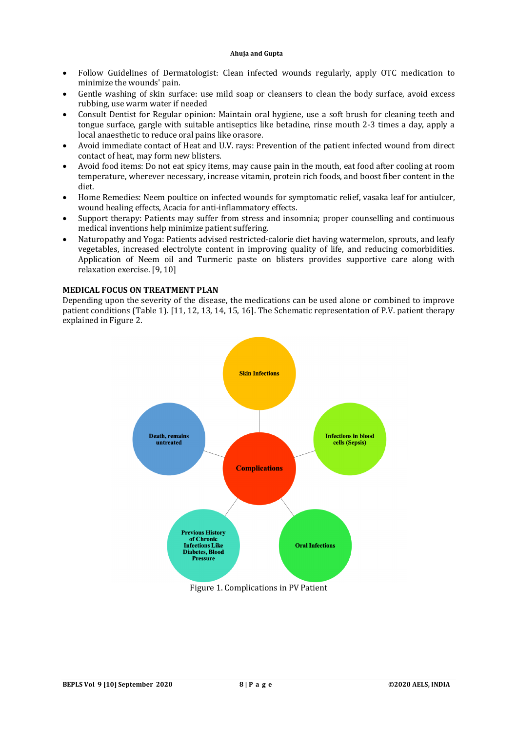- Follow Guidelines of Dermatologist: Clean infected wounds regularly, apply OTC medication to minimize the wounds' pain.
- Gentle washing of skin surface: use mild soap or cleansers to clean the body surface, avoid excess rubbing, use warm water if needed
- Consult Dentist for Regular opinion: Maintain oral hygiene, use a soft brush for cleaning teeth and tongue surface, gargle with suitable antiseptics like betadine, rinse mouth 2-3 times a day, apply a local anaesthetic to reduce oral pains like orasore.
- Avoid immediate contact of Heat and U.V. rays: Prevention of the patient infected wound from direct contact of heat, may form new blisters.
- Avoid food items: Do not eat spicy items, may cause pain in the mouth, eat food after cooling at room temperature, wherever necessary, increase vitamin, protein rich foods, and boost fiber content in the diet.
- Home Remedies: Neem poultice on infected wounds for symptomatic relief, vasaka leaf for antiulcer, wound healing effects, Acacia for anti-inflammatory effects.
- Support therapy: Patients may suffer from stress and insomnia; proper counselling and continuous medical inventions help minimize patient suffering.
- Naturopathy and Yoga: Patients advised restricted-calorie diet having watermelon, sprouts, and leafy vegetables, increased electrolyte content in improving quality of life, and reducing comorbidities. Application of Neem oil and Turmeric paste on blisters provides supportive care along with relaxation exercise. [9, 10]

## MEDICAL FOCUS ON TREATMENT PLAN

Depending upon the severity of the disease, the medications can be used alone or combined to improve patient conditions (Table 1). [11, 12, 13, 14, 15, 16]. The Schematic representation of P.V. patient therapy explained in Figure 2.

Skin Infections

Death, remains untreated

Infections in blood cells (Sepsis)

Complications

Previous History of Chronic Infections Like Diabetes, Blood Pressure

Oral Infections

Figure 1. Complications in PV Patient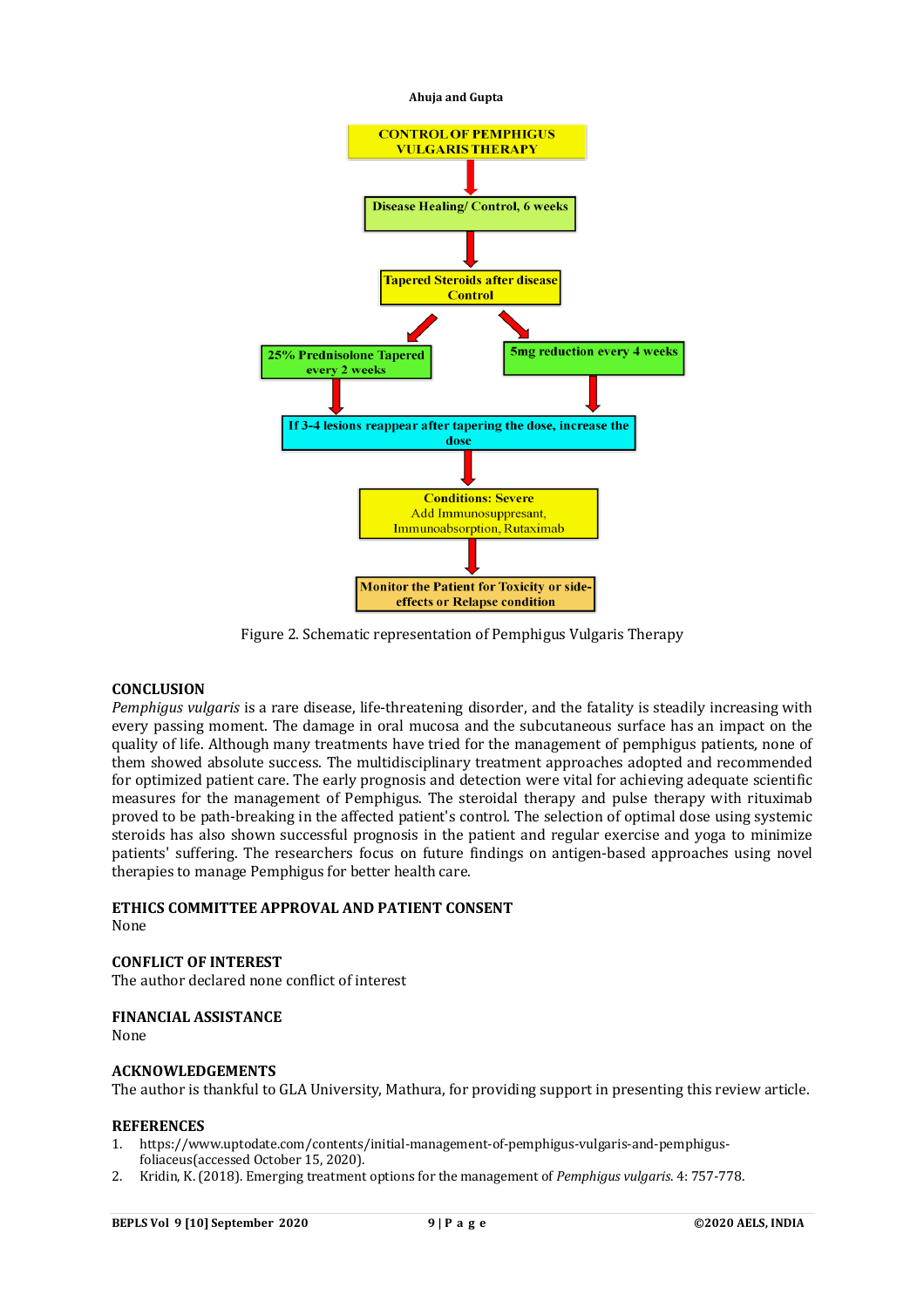CONTROL OF PEMPHIGUS VULGARIS THERAPY

Disease Healing/ Control, 6 weeks

Tapered Steroids after disease Control

25% Prednisolone Tapered every 2 weeks

5mg reduction every 4 weeks

If 3-4 lesions reappear after tapering the dose, increase the dose

Conditions: Severe
Add Immunosuppresant, Immunoabsorption, Rutaximab

Monitor the Patient for Toxicity or side-effects or Relapse condition

Figure 2. Schematic representation of Pemphigus Vulgaris Therapy

## CONCLUSION

*Pemphigus vulgaris* is a rare disease, life-threatening disorder, and the fatality is steadily increasing with every passing moment. The damage in oral mucosa and the subcutaneous surface has an impact on the quality of life. Although many treatments have tried for the management of pemphigus patients, none of them showed absolute success. The multidisciplinary treatment approaches adopted and recommended for optimized patient care. The early prognosis and detection were vital for achieving adequate scientific measures for the management of Pemphigus. The steroidal therapy and pulse therapy with rituximab proved to be path-breaking in the affected patient's control. The selection of optimal dose using systemic steroids has also shown successful prognosis in the patient and regular exercise and yoga to minimize patients' suffering. The researchers focus on future findings on antigen-based approaches using novel therapies to manage Pemphigus for better health care.

## ETHICS COMMITTEE APPROVAL AND PATIENT CONSENT

None

## CONFLICT OF INTEREST

The author declared none conflict of interest

## FINANCIAL ASSISTANCE

None

## ACKNOWLEDGEMENTS

The author is thankful to GLA University, Mathura, for providing support in presenting this review article.

## REFERENCES

1. https://www.uptodate.com/contents/initial-management-of-pemphigus-vulgaris-and-pemphigus-foliaceus(accessed October 15, 2020).
2. Kridin, K. (2018). Emerging treatment options for the management of *Pemphigus vulgaris*. 4: 757-778.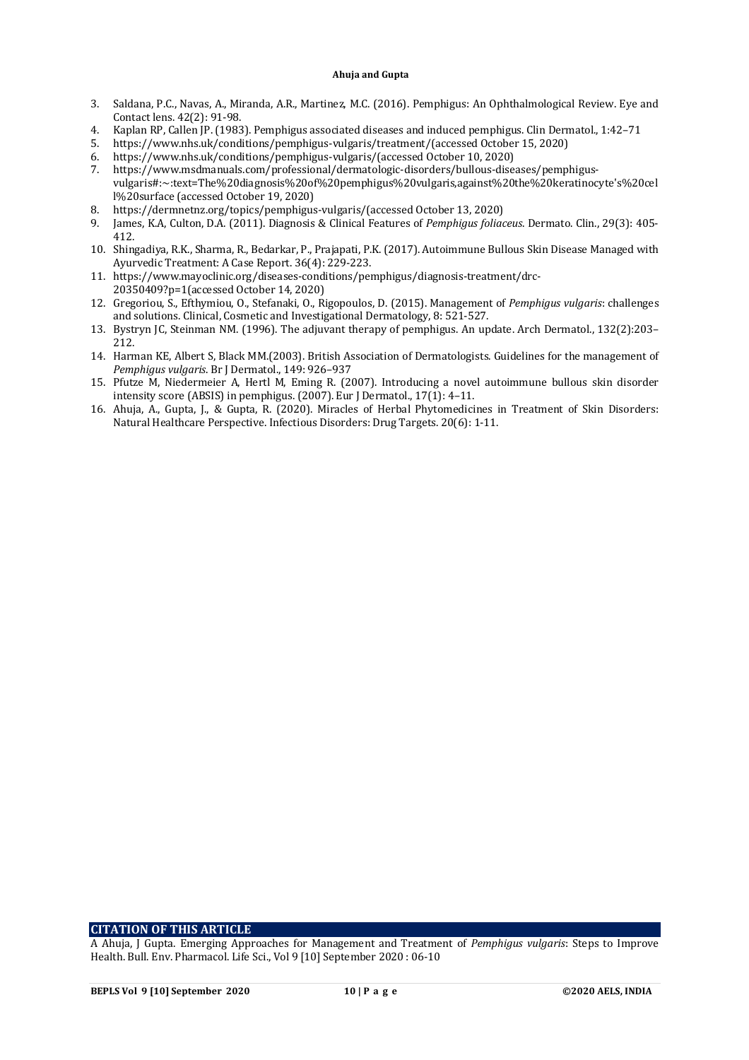3. Saldana, P.C., Navas, A., Miranda, A.R., Martinez, M.C. (2016). Pemphigus: An Ophthalmological Review. Eye and Contact lens. 42(2): 91-98.
4. Kaplan RP, Callen JP. (1983). Pemphigus associated diseases and induced pemphigus. Clin Dermatol., 1:42–71
5. https://www.nhs.uk/conditions/pemphigus-vulgaris/treatment/(accessed October 15, 2020)
6. https://www.nhs.uk/conditions/pemphigus-vulgaris/(accessed October 10, 2020)
7. https://www.msdmanuals.com/professional/dermatologic-disorders/bullous-diseases/pemphigus-vulgaris#:~:text=The%20diagnosis%20of%20pemphigus%20vulgaris,against%20the%20keratinocyte's%20cell%20surface (accessed October 19, 2020)
8. https://dermnetnz.org/topics/pemphigus-vulgaris/(accessed October 13, 2020)
9. James, K.A, Culton, D.A. (2011). Diagnosis & Clinical Features of *Pemphigus foliaceus*. Dermato. Clin., 29(3): 405-412.
10. Shingadiya, R.K., Sharma, R., Bedarkar, P., Prajapati, P.K. (2017). Autoimmune Bullous Skin Disease Managed with Ayurvedic Treatment: A Case Report. 36(4): 229-223.
11. https://www.mayoclinic.org/diseases-conditions/pemphigus/diagnosis-treatment/drc-20350409?p=1(accessed October 14, 2020)
12. Gregoriou, S., Efthymiou, O., Stefanaki, O., Rigopoulos, D. (2015). Management of *Pemphigus vulgaris*: challenges and solutions. Clinical, Cosmetic and Investigational Dermatology, 8: 521-527.
13. Bystryn JC, Steinman NM. (1996). The adjuvant therapy of pemphigus. An update. Arch Dermatol., 132(2):203–212.
14. Harman KE, Albert S, Black MM.(2003). British Association of Dermatologists. Guidelines for the management of *Pemphigus vulgaris*. Br J Dermatol., 149: 926–937
15. Pfutze M, Niedermeier A, Hertl M, Eming R. (2007). Introducing a novel autoimmune bullous skin disorder intensity score (ABSIS) in pemphigus. (2007). Eur J Dermatol., 17(1): 4–11.
16. Ahuja, A., Gupta, J., & Gupta, R. (2020). Miracles of Herbal Phytomedicines in Treatment of Skin Disorders: Natural Healthcare Perspective. Infectious Disorders: Drug Targets. 20(6): 1-11.

**CITATION OF THIS ARTICLE**

A Ahuja, J Gupta. Emerging Approaches for Management and Treatment of *Pemphigus vulgaris*: Steps to Improve Health. Bull. Env. Pharmacol. Life Sci., Vol 9 [10] September 2020 : 06-10